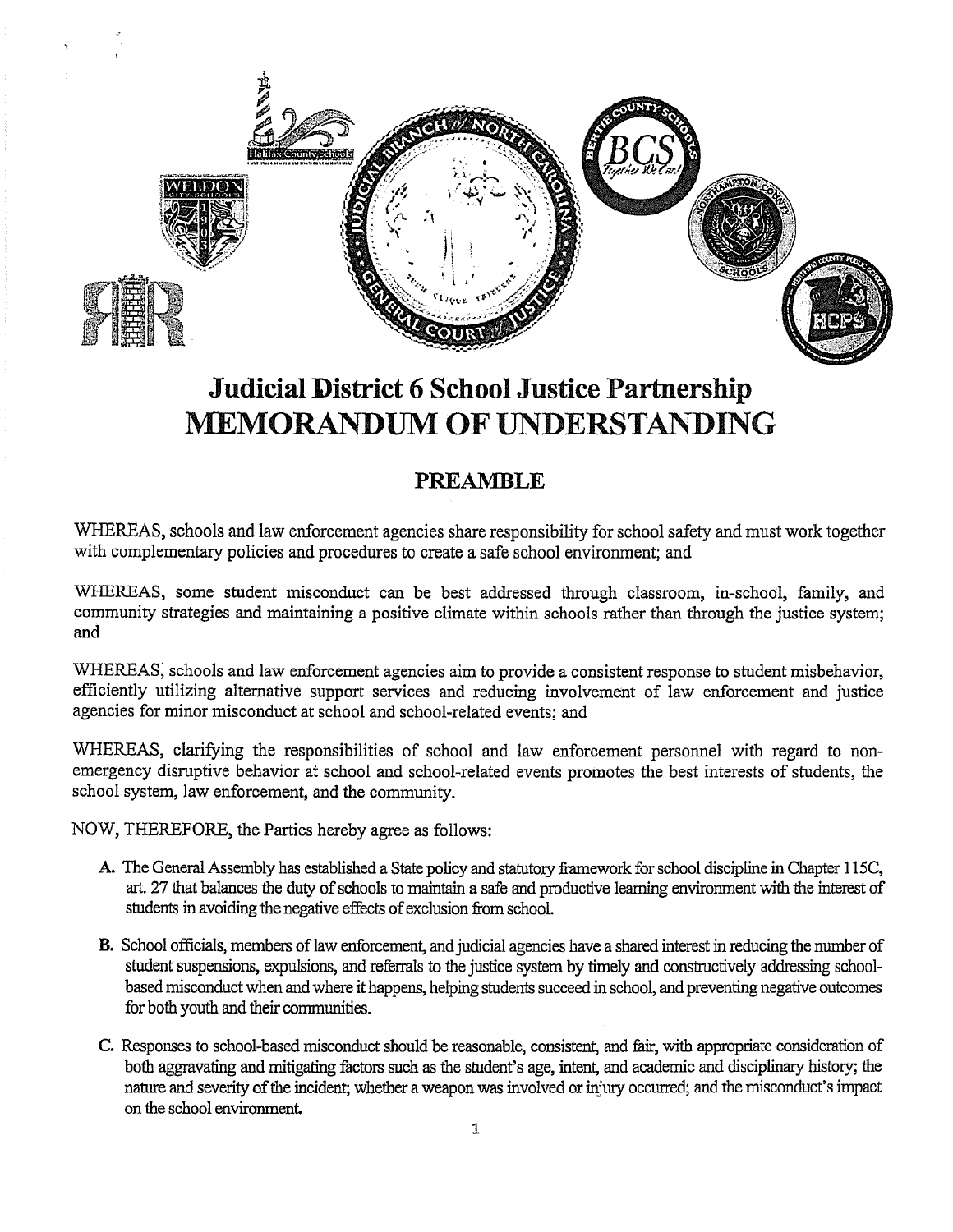# Judicial District 6 School Justice Partnership
# MEMORANDUM OF UNDERSTANDING

## PREAMBLE

WHEREAS, schools and law enforcement agencies share responsibility for school safety and must work together with complementary policies and procedures to create a safe school environment; and

WHEREAS, some student misconduct can be best addressed through classroom, in-school, family, and community strategies and maintaining a positive climate within schools rather than through the justice system; and

WHEREAS, schools and law enforcement agencies aim to provide a consistent response to student misbehavior, efficiently utilizing alternative support services and reducing involvement of law enforcement and justice agencies for minor misconduct at school and school-related events; and

WHEREAS, clarifying the responsibilities of school and law enforcement personnel with regard to non-emergency disruptive behavior at school and school-related events promotes the best interests of students, the school system, law enforcement, and the community.

NOW, THEREFORE, the Parties hereby agree as follows:

A. The General Assembly has established a State policy and statutory framework for school discipline in Chapter 115C, art. 27 that balances the duty of schools to maintain a safe and productive learning environment with the interest of students in avoiding the negative effects of exclusion from school.

B. School officials, members of law enforcement, and judicial agencies have a shared interest in reducing the number of student suspensions, expulsions, and referrals to the justice system by timely and constructively addressing school-based misconduct when and where it happens, helping students succeed in school, and preventing negative outcomes for both youth and their communities.

C. Responses to school-based misconduct should be reasonable, consistent, and fair, with appropriate consideration of both aggravating and mitigating factors such as the student's age, intent, and academic and disciplinary history; the nature and severity of the incident; whether a weapon was involved or injury occurred; and the misconduct's impact on the school environment.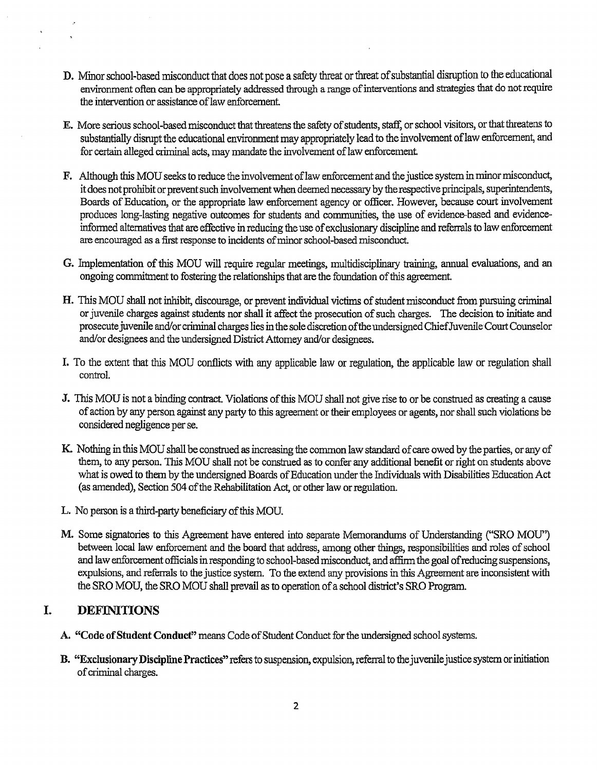D. Minor school-based misconduct that does not pose a safety threat or threat of substantial disruption to the educational environment often can be appropriately addressed through a range of interventions and strategies that do not require the intervention or assistance of law enforcement.

E. More serious school-based misconduct that threatens the safety of students, staff, or school visitors, or that threatens to substantially disrupt the educational environment may appropriately lead to the involvement of law enforcement, and for certain alleged criminal acts, may mandate the involvement of law enforcement.

F. Although this MOU seeks to reduce the involvement of law enforcement and the justice system in minor misconduct, it does not prohibit or prevent such involvement when deemed necessary by the respective principals, superintendents, Boards of Education, or the appropriate law enforcement agency or officer. However, because court involvement produces long-lasting negative outcomes for students and communities, the use of evidence-based and evidence-informed alternatives that are effective in reducing the use of exclusionary discipline and referrals to law enforcement are encouraged as a first response to incidents of minor school-based misconduct.

G. Implementation of this MOU will require regular meetings, multidisciplinary training, annual evaluations, and an ongoing commitment to fostering the relationships that are the foundation of this agreement.

H. This MOU shall not inhibit, discourage, or prevent individual victims of student misconduct from pursuing criminal or juvenile charges against students nor shall it affect the prosecution of such charges. The decision to initiate and prosecute juvenile and/or criminal charges lies in the sole discretion of the undersigned Chief Juvenile Court Counselor and/or designees and the undersigned District Attorney and/or designees.

I. To the extent that this MOU conflicts with any applicable law or regulation, the applicable law or regulation shall control.

J. This MOU is not a binding contract. Violations of this MOU shall not give rise to or be construed as creating a cause of action by any person against any party to this agreement or their employees or agents, nor shall such violations be considered negligence per se.

K. Nothing in this MOU shall be construed as increasing the common law standard of care owed by the parties, or any of them, to any person. This MOU shall not be construed as to confer any additional benefit or right on students above what is owed to them by the undersigned Boards of Education under the Individuals with Disabilities Education Act (as amended), Section 504 of the Rehabilitation Act, or other law or regulation.

L. No person is a third-party beneficiary of this MOU.

M. Some signatories to this Agreement have entered into separate Memorandums of Understanding ("SRO MOU") between local law enforcement and the board that address, among other things, responsibilities and roles of school and law enforcement officials in responding to school-based misconduct, and affirm the goal of reducing suspensions, expulsions, and referrals to the justice system. To the extend any provisions in this Agreement are inconsistent with the SRO MOU, the SRO MOU shall prevail as to operation of a school district's SRO Program.

## I. DEFINITIONS

A. **"Code of Student Conduct"** means Code of Student Conduct for the undersigned school systems.

B. **"Exclusionary Discipline Practices"** refers to suspension, expulsion, referral to the juvenile justice system or initiation of criminal charges.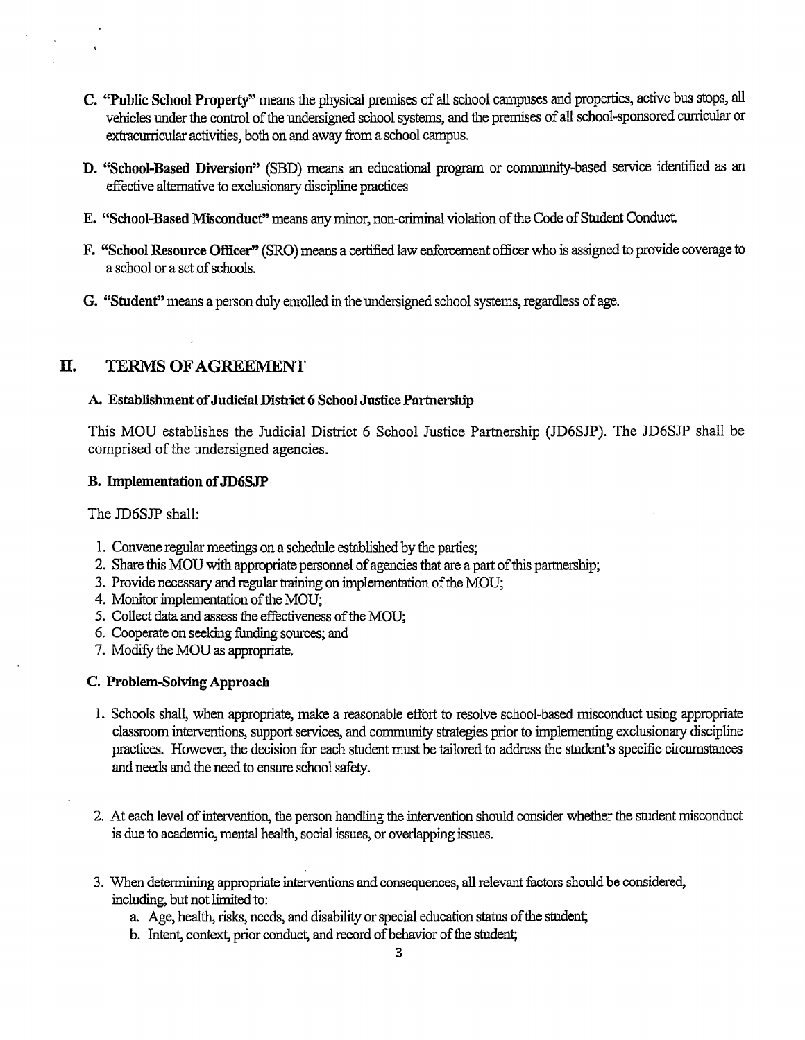C. **"Public School Property"** means the physical premises of all school campuses and properties, active bus stops, all vehicles under the control of the undersigned school systems, and the premises of all school-sponsored curricular or extracurricular activities, both on and away from a school campus.

D. **"School-Based Diversion"** (SBD) means an educational program or community-based service identified as an effective alternative to exclusionary discipline practices

E. **"School-Based Misconduct"** means any minor, non-criminal violation of the Code of Student Conduct.

F. **"School Resource Officer"** (SRO) means a certified law enforcement officer who is assigned to provide coverage to a school or a set of schools.

G. **"Student"** means a person duly enrolled in the undersigned school systems, regardless of age.

## II. TERMS OF AGREEMENT

### A. Establishment of Judicial District 6 School Justice Partnership

This MOU establishes the Judicial District 6 School Justice Partnership (JD6SJP). The JD6SJP shall be comprised of the undersigned agencies.

### B. Implementation of JD6SJP

The JD6SJP shall:

1. Convene regular meetings on a schedule established by the parties;
2. Share this MOU with appropriate personnel of agencies that are a part of this partnership;
3. Provide necessary and regular training on implementation of the MOU;
4. Monitor implementation of the MOU;
5. Collect data and assess the effectiveness of the MOU;
6. Cooperate on seeking funding sources; and
7. Modify the MOU as appropriate.

### C. Problem-Solving Approach

1. Schools shall, when appropriate, make a reasonable effort to resolve school-based misconduct using appropriate classroom interventions, support services, and community strategies prior to implementing exclusionary discipline practices. However, the decision for each student must be tailored to address the student's specific circumstances and needs and the need to ensure school safety.

2. At each level of intervention, the person handling the intervention should consider whether the student misconduct is due to academic, mental health, social issues, or overlapping issues.

3. When determining appropriate interventions and consequences, all relevant factors should be considered, including, but not limited to:
   a. Age, health, risks, needs, and disability or special education status of the student;
   b. Intent, context, prior conduct, and record of behavior of the student;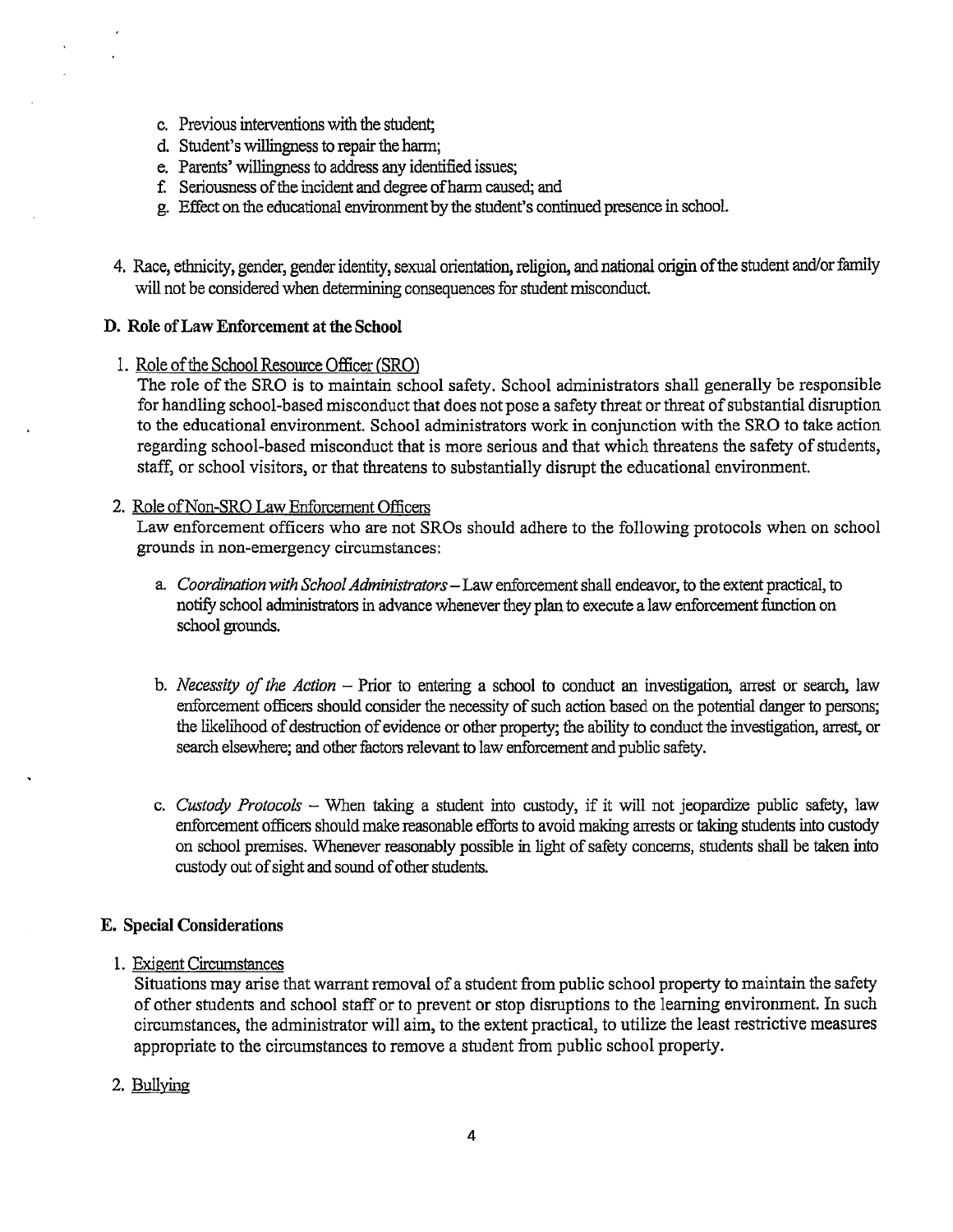c. Previous interventions with the student;
d. Student's willingness to repair the harm;
e. Parents' willingness to address any identified issues;
f. Seriousness of the incident and degree of harm caused; and
g. Effect on the educational environment by the student's continued presence in school.

4. Race, ethnicity, gender, gender identity, sexual orientation, religion, and national origin of the student and/or family will not be considered when determining consequences for student misconduct.

### D. Role of Law Enforcement at the School

1. Role of the School Resource Officer (SRO)

   The role of the SRO is to maintain school safety. School administrators shall generally be responsible for handling school-based misconduct that does not pose a safety threat or threat of substantial disruption to the educational environment. School administrators work in conjunction with the SRO to take action regarding school-based misconduct that is more serious and that which threatens the safety of students, staff, or school visitors, or that threatens to substantially disrupt the educational environment.

2. Role of Non-SRO Law Enforcement Officers

   Law enforcement officers who are not SROs should adhere to the following protocols when on school grounds in non-emergency circumstances:

   a. *Coordination with School Administrators* – Law enforcement shall endeavor, to the extent practical, to notify school administrators in advance whenever they plan to execute a law enforcement function on school grounds.

   b. *Necessity of the Action* – Prior to entering a school to conduct an investigation, arrest or search, law enforcement officers should consider the necessity of such action based on the potential danger to persons; the likelihood of destruction of evidence or other property; the ability to conduct the investigation, arrest, or search elsewhere; and other factors relevant to law enforcement and public safety.

   c. *Custody Protocols* – When taking a student into custody, if it will not jeopardize public safety, law enforcement officers should make reasonable efforts to avoid making arrests or taking students into custody on school premises. Whenever reasonably possible in light of safety concerns, students shall be taken into custody out of sight and sound of other students.

### E. Special Considerations

1. Exigent Circumstances

   Situations may arise that warrant removal of a student from public school property to maintain the safety of other students and school staff or to prevent or stop disruptions to the learning environment. In such circumstances, the administrator will aim, to the extent practical, to utilize the least restrictive measures appropriate to the circumstances to remove a student from public school property.

2. Bullying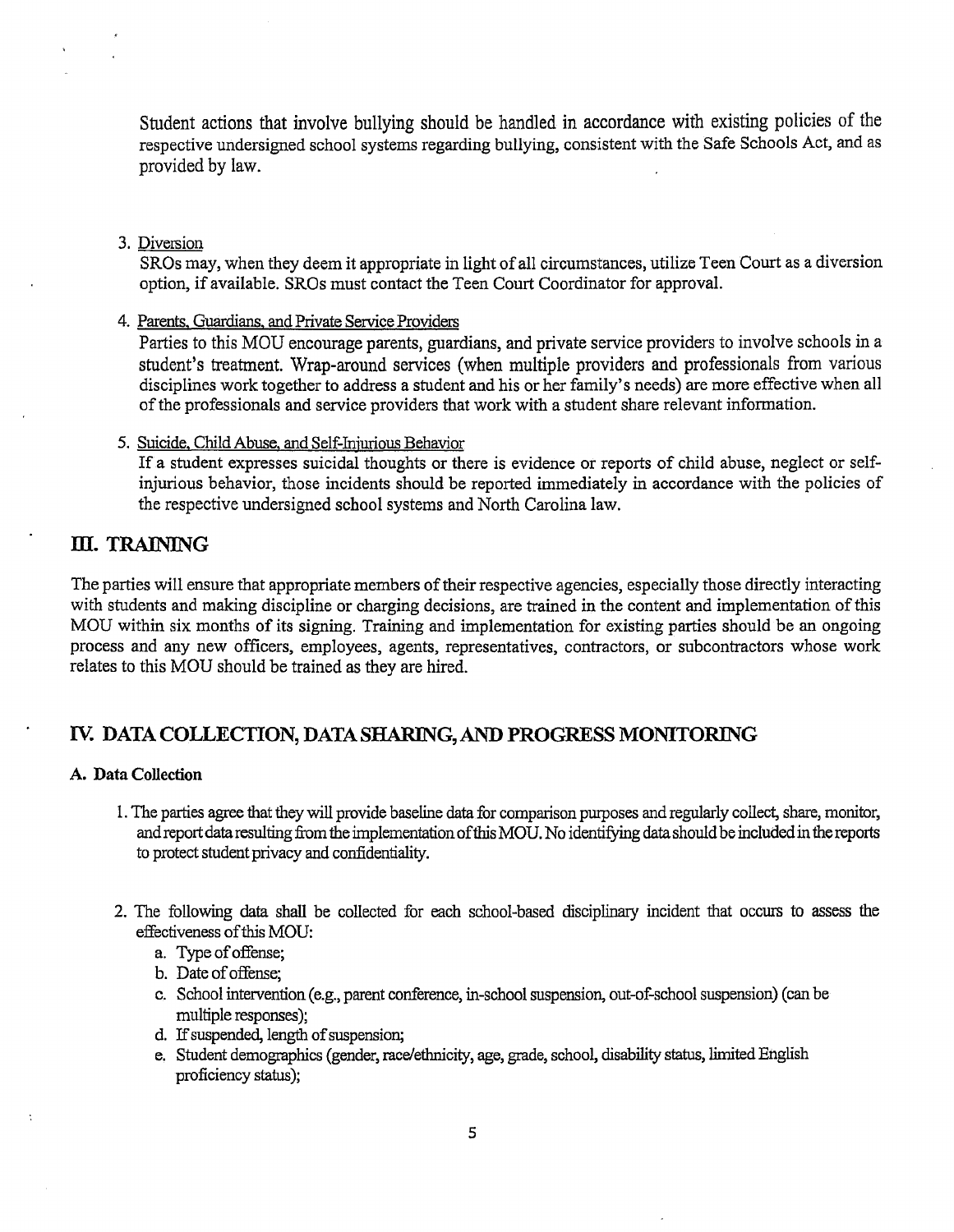Student actions that involve bullying should be handled in accordance with existing policies of the respective undersigned school systems regarding bullying, consistent with the Safe Schools Act, and as provided by law.

3. <u>Diversion</u>

   SROs may, when they deem it appropriate in light of all circumstances, utilize Teen Court as a diversion option, if available. SROs must contact the Teen Court Coordinator for approval.

4. <u>Parents, Guardians, and Private Service Providers</u>

   Parties to this MOU encourage parents, guardians, and private service providers to involve schools in a student's treatment. Wrap-around services (when multiple providers and professionals from various disciplines work together to address a student and his or her family's needs) are more effective when all of the professionals and service providers that work with a student share relevant information.

5. <u>Suicide, Child Abuse, and Self-Injurious Behavior</u>

   If a student expresses suicidal thoughts or there is evidence or reports of child abuse, neglect or self-injurious behavior, those incidents should be reported immediately in accordance with the policies of the respective undersigned school systems and North Carolina law.

## III. TRAINING

The parties will ensure that appropriate members of their respective agencies, especially those directly interacting with students and making discipline or charging decisions, are trained in the content and implementation of this MOU within six months of its signing. Training and implementation for existing parties should be an ongoing process and any new officers, employees, agents, representatives, contractors, or subcontractors whose work relates to this MOU should be trained as they are hired.

## IV. DATA COLLECTION, DATA SHARING, AND PROGRESS MONITORING

### A. Data Collection

1. The parties agree that they will provide baseline data for comparison purposes and regularly collect, share, monitor, and report data resulting from the implementation of this MOU. No identifying data should be included in the reports to protect student privacy and confidentiality.

2. The following data shall be collected for each school-based disciplinary incident that occurs to assess the effectiveness of this MOU:
   a. Type of offense;
   b. Date of offense;
   c. School intervention (e.g., parent conference, in-school suspension, out-of-school suspension) (can be multiple responses);
   d. If suspended, length of suspension;
   e. Student demographics (gender, race/ethnicity, age, grade, school, disability status, limited English proficiency status);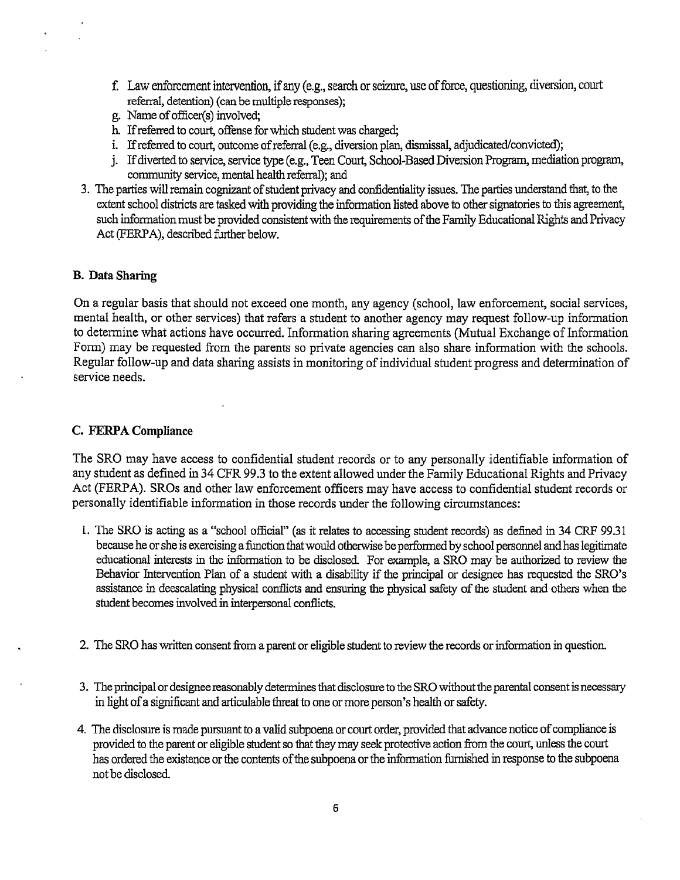f. Law enforcement intervention, if any (e.g., search or seizure, use of force, questioning, diversion, court referral, detention) (can be multiple responses);
g. Name of officer(s) involved;
h. If referred to court, offense for which student was charged;
i. If referred to court, outcome of referral (e.g., diversion plan, dismissal, adjudicated/convicted);
j. If diverted to service, service type (e.g., Teen Court, School-Based Diversion Program, mediation program, community service, mental health referral); and

3. The parties will remain cognizant of student privacy and confidentiality issues. The parties understand that, to the extent school districts are tasked with providing the information listed above to other signatories to this agreement, such information must be provided consistent with the requirements of the Family Educational Rights and Privacy Act (FERPA), described further below.

**B. Data Sharing**

On a regular basis that should not exceed one month, any agency (school, law enforcement, social services, mental health, or other services) that refers a student to another agency may request follow-up information to determine what actions have occurred. Information sharing agreements (Mutual Exchange of Information Form) may be requested from the parents so private agencies can also share information with the schools. Regular follow-up and data sharing assists in monitoring of individual student progress and determination of service needs.

**C. FERPA Compliance**

The SRO may have access to confidential student records or to any personally identifiable information of any student as defined in 34 CFR 99.3 to the extent allowed under the Family Educational Rights and Privacy Act (FERPA). SROs and other law enforcement officers may have access to confidential student records or personally identifiable information in those records under the following circumstances:

1. The SRO is acting as a "school official" (as it relates to accessing student records) as defined in 34 CRF 99.31 because he or she is exercising a function that would otherwise be performed by school personnel and has legitimate educational interests in the information to be disclosed. For example, a SRO may be authorized to review the Behavior Intervention Plan of a student with a disability if the principal or designee has requested the SRO's assistance in deescalating physical conflicts and ensuring the physical safety of the student and others when the student becomes involved in interpersonal conflicts.

2. The SRO has written consent from a parent or eligible student to review the records or information in question.

3. The principal or designee reasonably determines that disclosure to the SRO without the parental consent is necessary in light of a significant and articulable threat to one or more person's health or safety.

4. The disclosure is made pursuant to a valid subpoena or court order, provided that advance notice of compliance is provided to the parent or eligible student so that they may seek protective action from the court, unless the court has ordered the existence or the contents of the subpoena or the information furnished in response to the subpoena not be disclosed.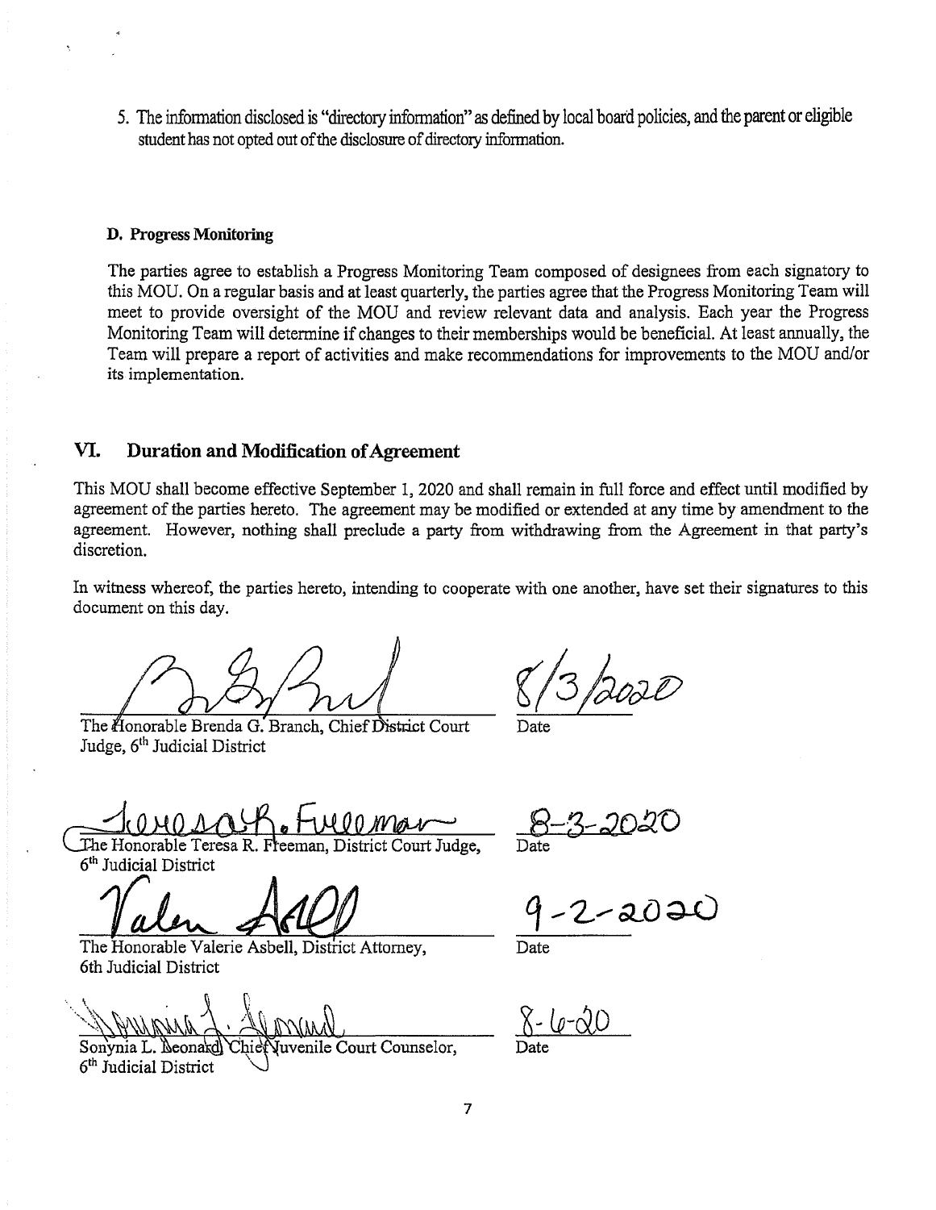5. The information disclosed is "directory information" as defined by local board policies, and the parent or eligible student has not opted out of the disclosure of directory information.

**D. Progress Monitoring**

The parties agree to establish a Progress Monitoring Team composed of designees from each signatory to this MOU. On a regular basis and at least quarterly, the parties agree that the Progress Monitoring Team will meet to provide oversight of the MOU and review relevant data and analysis. Each year the Progress Monitoring Team will determine if changes to their memberships would be beneficial. At least annually, the Team will prepare a report of activities and make recommendations for improvements to the MOU and/or its implementation.

## VI. Duration and Modification of Agreement

This MOU shall become effective September 1, 2020 and shall remain in full force and effect until modified by agreement of the parties hereto. The agreement may be modified or extended at any time by amendment to the agreement. However, nothing shall preclude a party from withdrawing from the Agreement in that party's discretion.

In witness whereof, the parties hereto, intending to cooperate with one another, have set their signatures to this document on this day.

| | |
|---|---|
| The Honorable Brenda G. Branch, Chief District Court Judge, 6th Judicial District | 8/3/2020 Date |
| The Honorable Teresa R. Freeman, District Court Judge, 6th Judicial District | 8-3-2020 Date |
| The Honorable Valerie Asbell, District Attorney, 6th Judicial District | 9-2-2020 Date |
| Sonynia L. Leonard, Chief Juvenile Court Counselor, 6th Judicial District | 8-6-20 Date |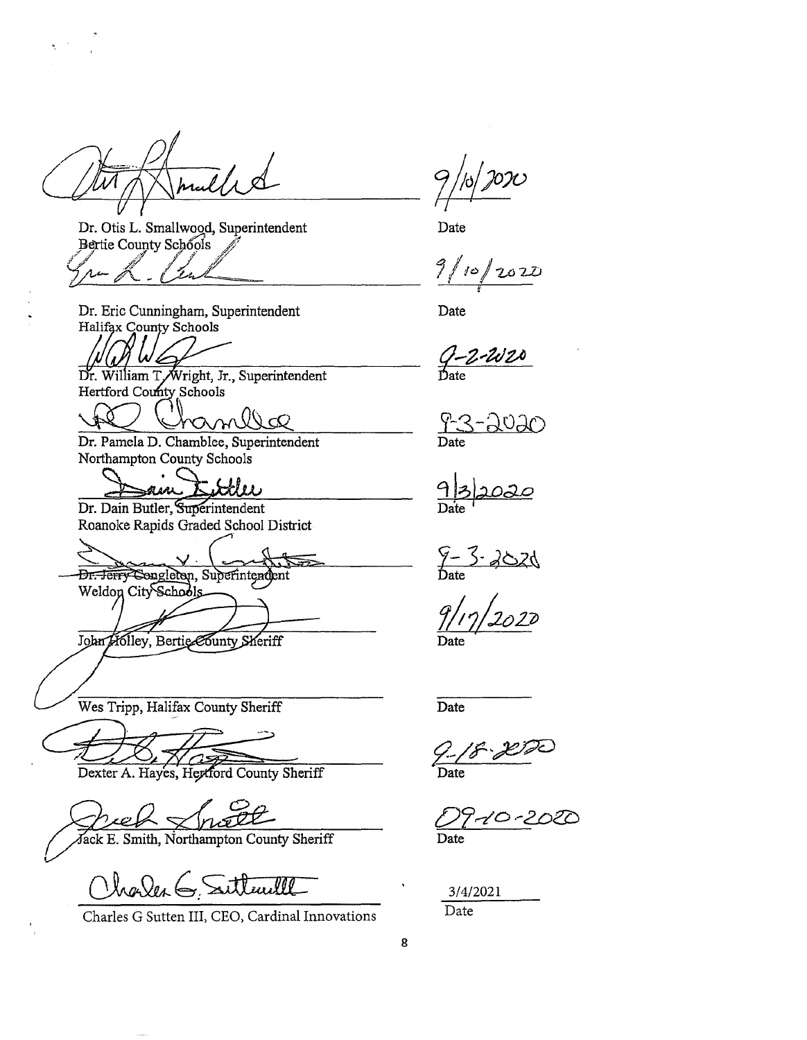Dr. Otis L. Smallwood, Superintendent
Bertie County Schools

Date: 9/10/2020

Dr. Eric Cunningham, Superintendent
Halifax County Schools

Date: 9/10/2020

Dr. William T. Wright, Jr., Superintendent
Hertford County Schools

Date: 9-2-2020

Dr. Pamela D. Chamblee, Superintendent
Northampton County Schools

Date: 9-3-2020

Dr. Dain Butler, Superintendent
Roanoke Rapids Graded School District

Date: 9/3/2020

~~Dr. Jerry Congleton~~, Superintendent
Weldon City Schools

Date: 9-3-2020

John Holley, Bertie County Sheriff

Date: 9/17/2020

Wes Tripp, Halifax County Sheriff

Date:

Dexter A. Hayes, Hertford County Sheriff

Date: 9-18-2020

Jack E. Smith, Northampton County Sheriff

Date: 09-10-2020

Charles G Sutten III, CEO, Cardinal Innovations

Date: 3/4/2021